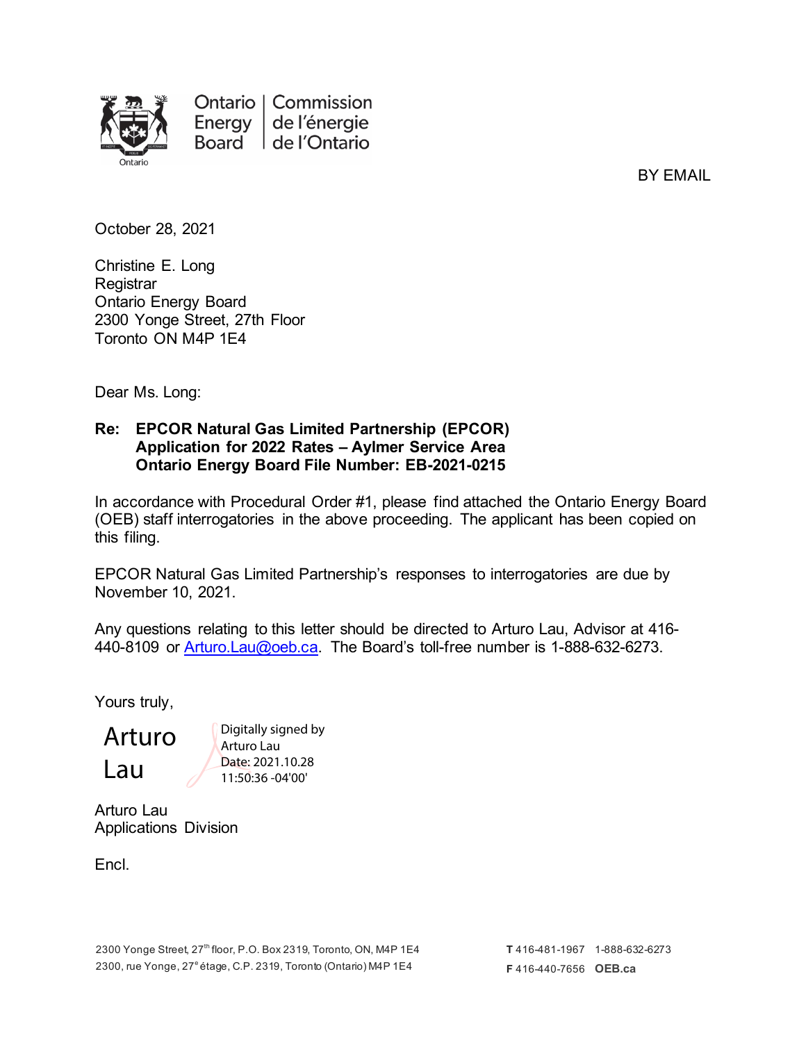Ontario Energy Board | Commission de l'énergie de l'Ontario

BY EMAIL

October 28, 2021

Christine E. Long
Registrar
Ontario Energy Board
2300 Yonge Street, 27th Floor
Toronto ON M4P 1E4

Dear Ms. Long:

**Re: EPCOR Natural Gas Limited Partnership (EPCOR)**
**Application for 2022 Rates – Aylmer Service Area**
**Ontario Energy Board File Number: EB-2021-0215**

In accordance with Procedural Order #1, please find attached the Ontario Energy Board (OEB) staff interrogatories in the above proceeding. The applicant has been copied on this filing.

EPCOR Natural Gas Limited Partnership's responses to interrogatories are due by November 10, 2021.

Any questions relating to this letter should be directed to Arturo Lau, Advisor at 416-440-8109 or Arturo.Lau@oeb.ca. The Board's toll-free number is 1-888-632-6273.

Yours truly,

Arturo Lau — Digitally signed by Arturo Lau Date: 2021.10.28 11:50:36 -04'00'

Arturo Lau
Applications Division

Encl.

2300 Yonge Street, 27th floor, P.O. Box 2319, Toronto, ON, M4P 1E4
2300, rue Yonge, 27e étage, C.P. 2319, Toronto (Ontario) M4P 1E4

T 416-481-1967 1-888-632-6273
F 416-440-7656 OEB.ca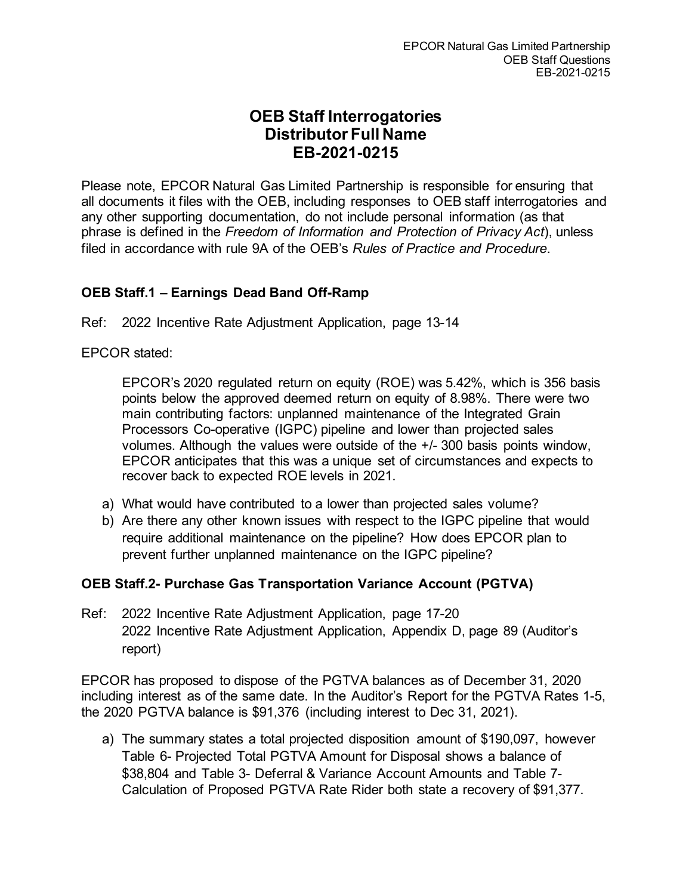# OEB Staff Interrogatories
# Distributor Full Name
# EB-2021-0215

Please note, EPCOR Natural Gas Limited Partnership is responsible for ensuring that all documents it files with the OEB, including responses to OEB staff interrogatories and any other supporting documentation, do not include personal information (as that phrase is defined in the *Freedom of Information and Protection of Privacy Act*), unless filed in accordance with rule 9A of the OEB's *Rules of Practice and Procedure*.

### OEB Staff.1 – Earnings Dead Band Off-Ramp

Ref: 2022 Incentive Rate Adjustment Application, page 13-14

EPCOR stated:

> EPCOR's 2020 regulated return on equity (ROE) was 5.42%, which is 356 basis points below the approved deemed return on equity of 8.98%. There were two main contributing factors: unplanned maintenance of the Integrated Grain Processors Co-operative (IGPC) pipeline and lower than projected sales volumes. Although the values were outside of the +/- 300 basis points window, EPCOR anticipates that this was a unique set of circumstances and expects to recover back to expected ROE levels in 2021.

a) What would have contributed to a lower than projected sales volume?
b) Are there any other known issues with respect to the IGPC pipeline that would require additional maintenance on the pipeline? How does EPCOR plan to prevent further unplanned maintenance on the IGPC pipeline?

### OEB Staff.2- Purchase Gas Transportation Variance Account (PGTVA)

Ref: 2022 Incentive Rate Adjustment Application, page 17-20
2022 Incentive Rate Adjustment Application, Appendix D, page 89 (Auditor's report)

EPCOR has proposed to dispose of the PGTVA balances as of December 31, 2020 including interest as of the same date. In the Auditor's Report for the PGTVA Rates 1-5, the 2020 PGTVA balance is $91,376 (including interest to Dec 31, 2021).

a) The summary states a total projected disposition amount of $190,097, however Table 6- Projected Total PGTVA Amount for Disposal shows a balance of $38,804 and Table 3- Deferral & Variance Account Amounts and Table 7- Calculation of Proposed PGTVA Rate Rider both state a recovery of $91,377.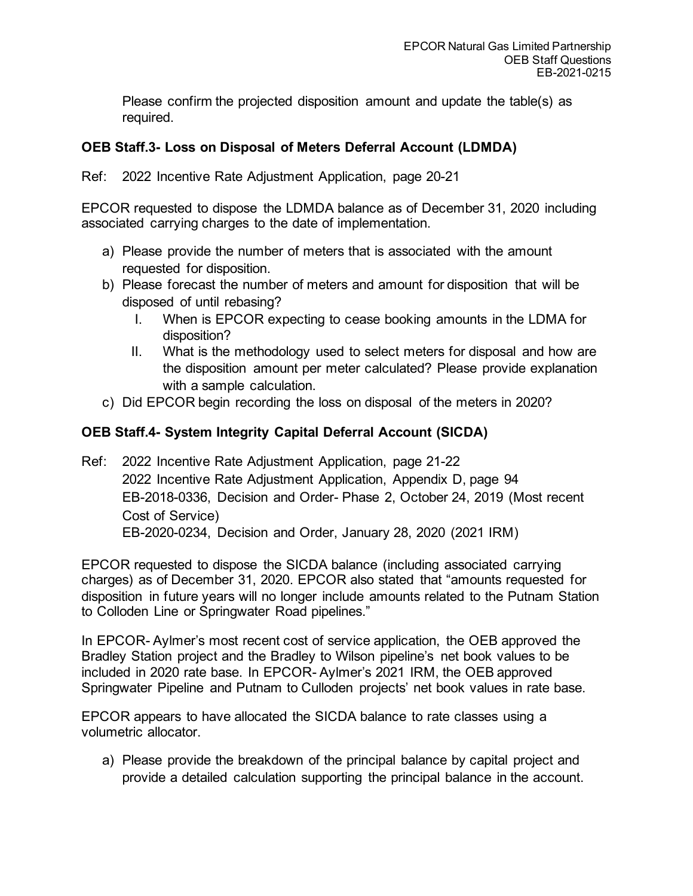Please confirm the projected disposition amount and update the table(s) as required.

**OEB Staff.3- Loss on Disposal of Meters Deferral Account (LDMDA)**

Ref: 2022 Incentive Rate Adjustment Application, page 20-21

EPCOR requested to dispose the LDMDA balance as of December 31, 2020 including associated carrying charges to the date of implementation.

a) Please provide the number of meters that is associated with the amount requested for disposition.
b) Please forecast the number of meters and amount for disposition that will be disposed of until rebasing?
    I. When is EPCOR expecting to cease booking amounts in the LDMA for disposition?
    II. What is the methodology used to select meters for disposal and how are the disposition amount per meter calculated? Please provide explanation with a sample calculation.
c) Did EPCOR begin recording the loss on disposal of the meters in 2020?

**OEB Staff.4- System Integrity Capital Deferral Account (SICDA)**

Ref: 2022 Incentive Rate Adjustment Application, page 21-22
2022 Incentive Rate Adjustment Application, Appendix D, page 94
EB-2018-0336, Decision and Order- Phase 2, October 24, 2019 (Most recent Cost of Service)
EB-2020-0234, Decision and Order, January 28, 2020 (2021 IRM)

EPCOR requested to dispose the SICDA balance (including associated carrying charges) as of December 31, 2020. EPCOR also stated that "amounts requested for disposition in future years will no longer include amounts related to the Putnam Station to Colloden Line or Springwater Road pipelines."

In EPCOR- Aylmer's most recent cost of service application, the OEB approved the Bradley Station project and the Bradley to Wilson pipeline's net book values to be included in 2020 rate base. In EPCOR- Aylmer's 2021 IRM, the OEB approved Springwater Pipeline and Putnam to Culloden projects' net book values in rate base.

EPCOR appears to have allocated the SICDA balance to rate classes using a volumetric allocator.

a) Please provide the breakdown of the principal balance by capital project and provide a detailed calculation supporting the principal balance in the account.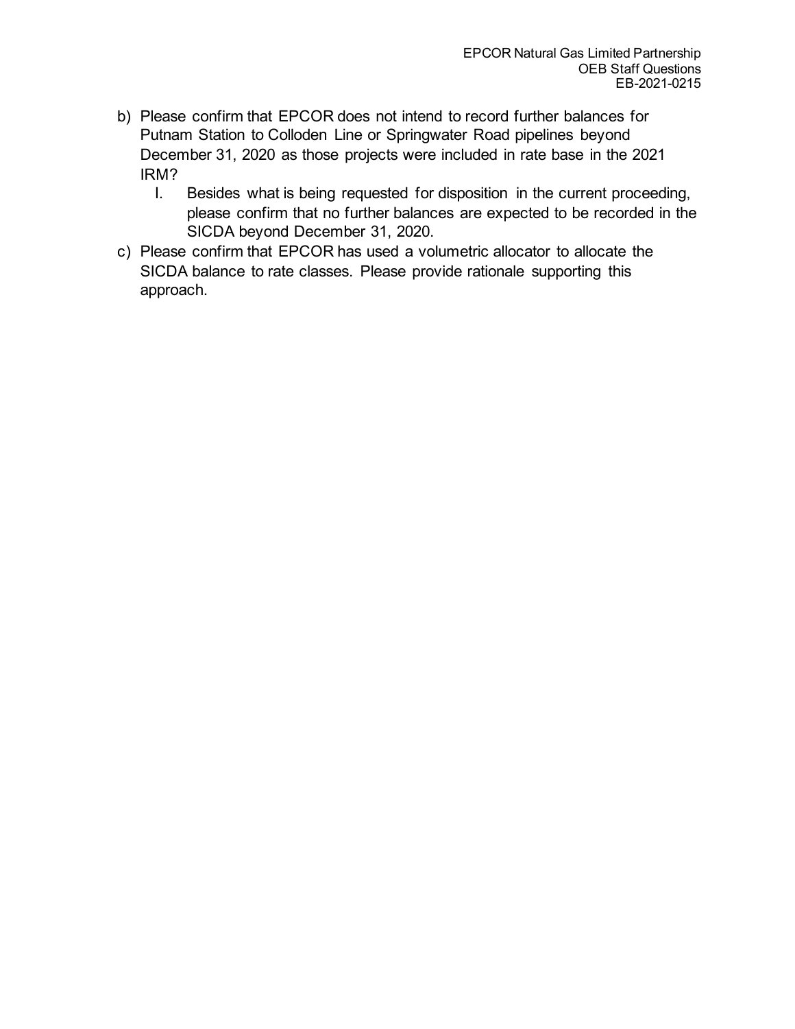b) Please confirm that EPCOR does not intend to record further balances for Putnam Station to Colloden Line or Springwater Road pipelines beyond December 31, 2020 as those projects were included in rate base in the 2021 IRM?
   I. Besides what is being requested for disposition in the current proceeding, please confirm that no further balances are expected to be recorded in the SICDA beyond December 31, 2020.
c) Please confirm that EPCOR has used a volumetric allocator to allocate the SICDA balance to rate classes. Please provide rationale supporting this approach.